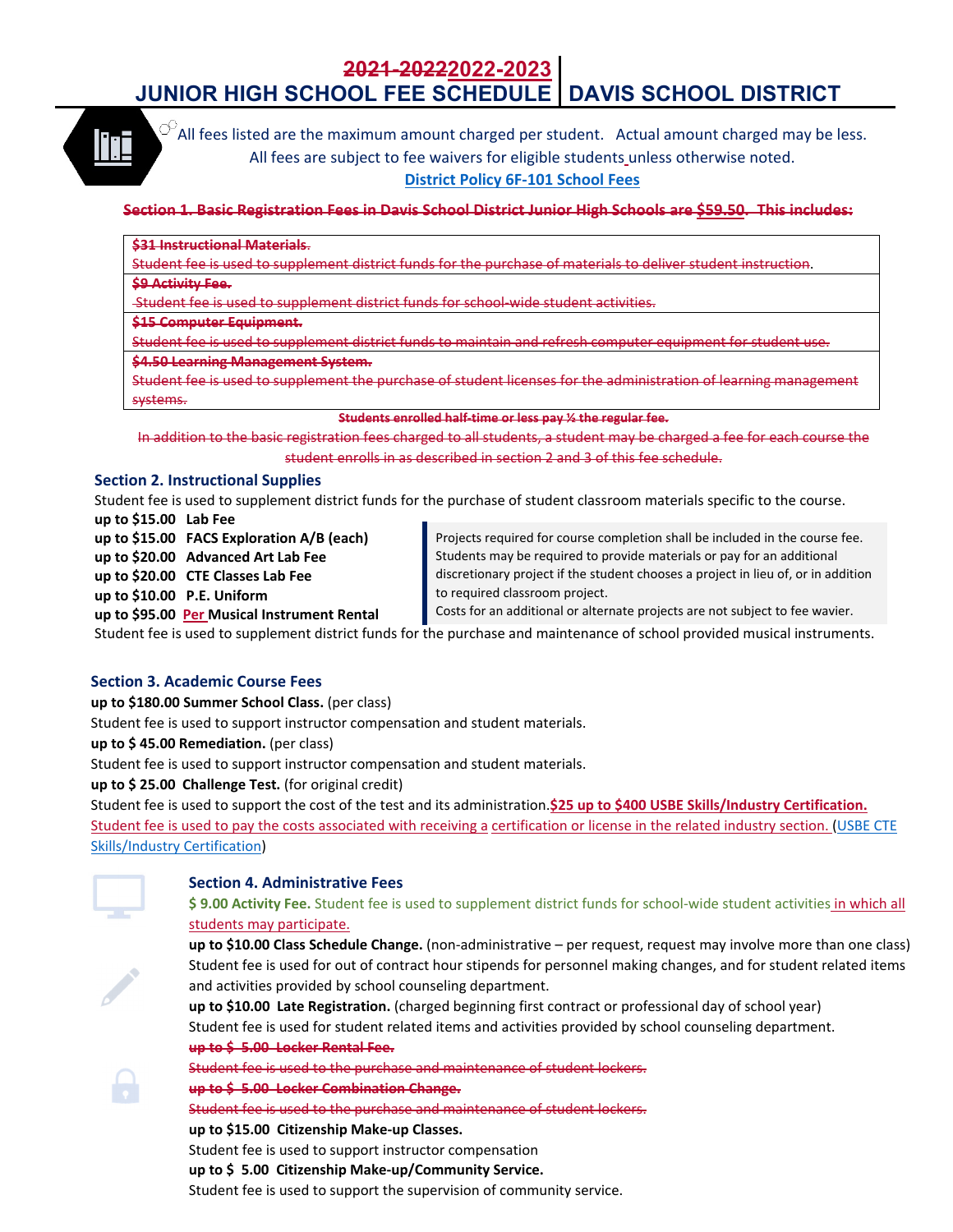# ~~2021-2022~~2022-2023 JUNIOR HIGH SCHOOL FEE SCHEDULE | DAVIS SCHOOL DISTRICT

All fees listed are the maximum amount charged per student. Actual amount charged may be less.
All fees are subject to fee waivers for eligible students unless otherwise noted.
District Policy 6F-101 School Fees

~~**Section 1. Basic Registration Fees in Davis School District Junior High Schools are $59.50. This includes:**~~

| |
|---|
| ~~**$31 Instructional Materials.**~~<br>~~Student fee is used to supplement district funds for the purchase of materials to deliver student instruction.~~ |
| ~~**$9 Activity Fee.**~~<br>~~Student fee is used to supplement district funds for school-wide student activities.~~ |
| ~~**$15 Computer Equipment.**~~<br>~~Student fee is used to supplement district funds to maintain and refresh computer equipment for student use.~~ |
| ~~**$4.50 Learning Management System.**~~<br>~~Student fee is used to supplement the purchase of student licenses for the administration of learning management systems.~~ |

~~**Students enrolled half-time or less pay ½ the regular fee.**~~

~~In addition to the basic registration fees charged to all students, a student may be charged a fee for each course the student enrolls in as described in section 2 and 3 of this fee schedule.~~

## Section 2. Instructional Supplies

Student fee is used to supplement district funds for the purchase of student classroom materials specific to the course.

**up to $15.00 Lab Fee**
**up to $15.00 FACS Exploration A/B (each)**
**up to $20.00 Advanced Art Lab Fee**
**up to $20.00 CTE Classes Lab Fee**
**up to $10.00 P.E. Uniform**
**up to $95.00 Per Musical Instrument Rental**

> Projects required for course completion shall be included in the course fee. Students may be required to provide materials or pay for an additional discretionary project if the student chooses a project in lieu of, or in addition to required classroom project.
> Costs for an additional or alternate projects are not subject to fee wavier.

Student fee is used to supplement district funds for the purchase and maintenance of school provided musical instruments.

## Section 3. Academic Course Fees

**up to $180.00 Summer School Class.** (per class)
Student fee is used to support instructor compensation and student materials.
**up to $ 45.00 Remediation.** (per class)
Student fee is used to support instructor compensation and student materials.
**up to $ 25.00 Challenge Test.** (for original credit)
Student fee is used to support the cost of the test and its administration. **$25 up to $400 USBE Skills/Industry Certification.** Student fee is used to pay the costs associated with receiving a certification or license in the related industry section. (USBE CTE Skills/Industry Certification)

## Section 4. Administrative Fees

**$ 9.00 Activity Fee.** Student fee is used to supplement district funds for school-wide student activities in which all students may participate.
**up to $10.00 Class Schedule Change.** (non-administrative – per request, request may involve more than one class)
Student fee is used for out of contract hour stipends for personnel making changes, and for student related items and activities provided by school counseling department.
**up to $10.00 Late Registration.** (charged beginning first contract or professional day of school year)
Student fee is used for student related items and activities provided by school counseling department.
~~**up to $ 5.00 Locker Rental Fee.**~~
~~Student fee is used to the purchase and maintenance of student lockers.~~
~~**up to $ 5.00 Locker Combination Change.**~~
~~Student fee is used to the purchase and maintenance of student lockers.~~
**up to $15.00 Citizenship Make-up Classes.**
Student fee is used to support instructor compensation
**up to $ 5.00 Citizenship Make-up/Community Service.**
Student fee is used to support the supervision of community service.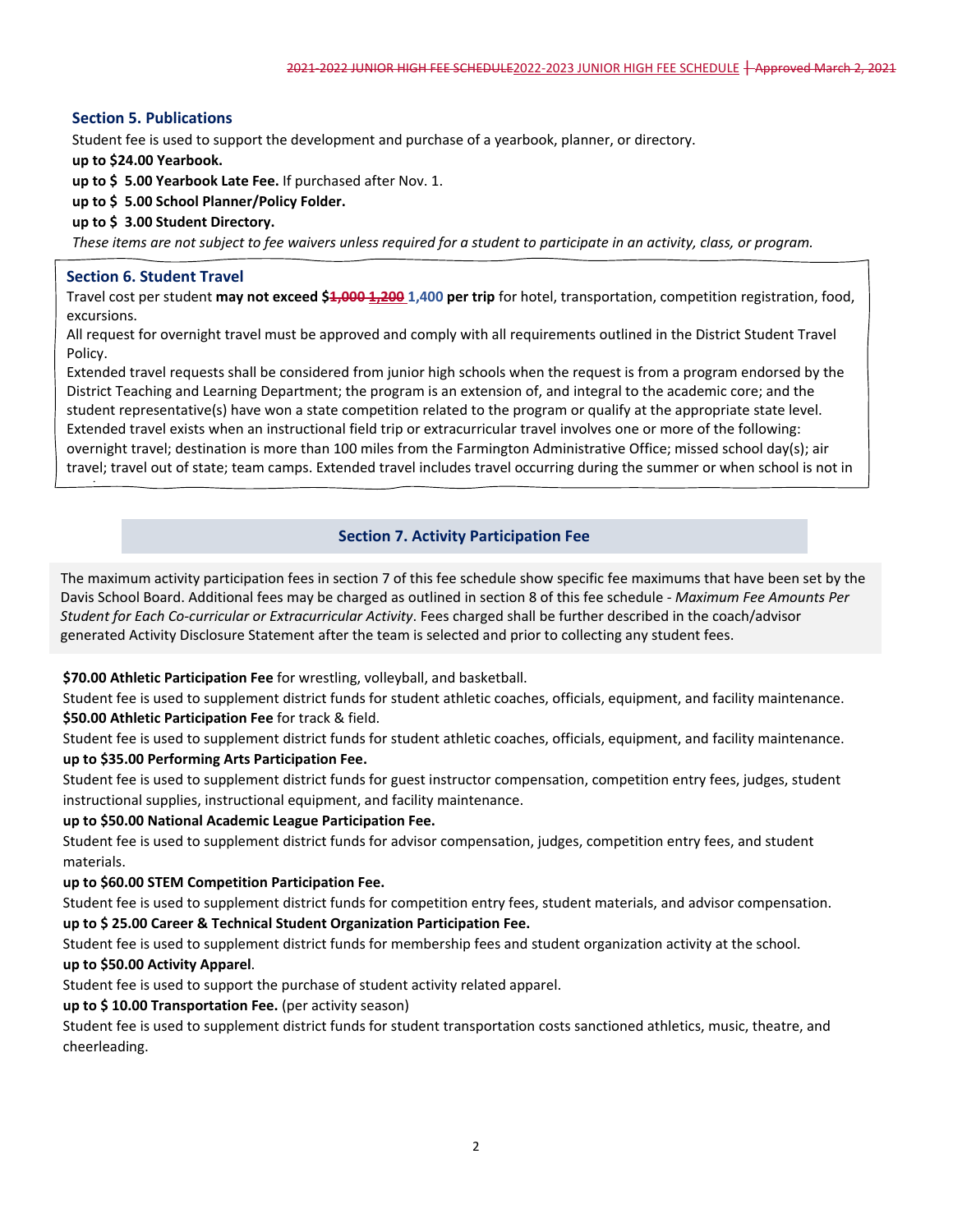## Section 5. Publications

Student fee is used to support the development and purchase of a yearbook, planner, or directory.

**up to $24.00 Yearbook.**

**up to $ 5.00 Yearbook Late Fee.** If purchased after Nov. 1.

**up to $ 5.00 School Planner/Policy Folder.**

**up to $ 3.00 Student Directory.**

*These items are not subject to fee waivers unless required for a student to participate in an activity, class, or program.*

## Section 6. Student Travel

Travel cost per student **may not exceed $~~1,000~~ ~~1,200~~ 1,400 per trip** for hotel, transportation, competition registration, food, excursions.

All request for overnight travel must be approved and comply with all requirements outlined in the District Student Travel Policy.

Extended travel requests shall be considered from junior high schools when the request is from a program endorsed by the District Teaching and Learning Department; the program is an extension of, and integral to the academic core; and the student representative(s) have won a state competition related to the program or qualify at the appropriate state level. Extended travel exists when an instructional field trip or extracurricular travel involves one or more of the following: overnight travel; destination is more than 100 miles from the Farmington Administrative Office; missed school day(s); air travel; travel out of state; team camps. Extended travel includes travel occurring during the summer or when school is not in

## Section 7. Activity Participation Fee

The maximum activity participation fees in section 7 of this fee schedule show specific fee maximums that have been set by the Davis School Board. Additional fees may be charged as outlined in section 8 of this fee schedule - *Maximum Fee Amounts Per Student for Each Co-curricular or Extracurricular Activity*. Fees charged shall be further described in the coach/advisor generated Activity Disclosure Statement after the team is selected and prior to collecting any student fees.

**$70.00 Athletic Participation Fee** for wrestling, volleyball, and basketball.

Student fee is used to supplement district funds for student athletic coaches, officials, equipment, and facility maintenance.

**$50.00 Athletic Participation Fee** for track & field.

Student fee is used to supplement district funds for student athletic coaches, officials, equipment, and facility maintenance.

**up to $35.00 Performing Arts Participation Fee.**

Student fee is used to supplement district funds for guest instructor compensation, competition entry fees, judges, student instructional supplies, instructional equipment, and facility maintenance.

**up to $50.00 National Academic League Participation Fee.**

Student fee is used to supplement district funds for advisor compensation, judges, competition entry fees, and student materials.

**up to $60.00 STEM Competition Participation Fee.**

Student fee is used to supplement district funds for competition entry fees, student materials, and advisor compensation.

**up to $ 25.00 Career & Technical Student Organization Participation Fee.**

Student fee is used to supplement district funds for membership fees and student organization activity at the school.

**up to $50.00 Activity Apparel**.

Student fee is used to support the purchase of student activity related apparel.

**up to $ 10.00 Transportation Fee.** (per activity season)

Student fee is used to supplement district funds for student transportation costs sanctioned athletics, music, theatre, and cheerleading.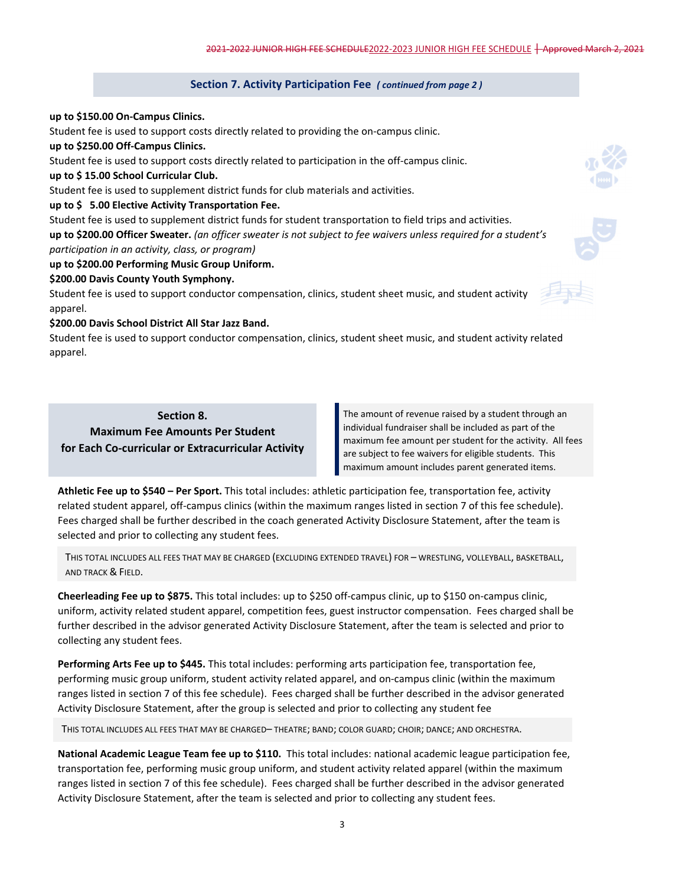## Section 7. Activity Participation Fee *( continued from page 2 )*

**up to $150.00 On-Campus Clinics.**
Student fee is used to support costs directly related to providing the on-campus clinic.

**up to $250.00 Off-Campus Clinics.**
Student fee is used to support costs directly related to participation in the off-campus clinic.

**up to $ 15.00 School Curricular Club.**
Student fee is used to supplement district funds for club materials and activities.

**up to $ 5.00 Elective Activity Transportation Fee.**
Student fee is used to supplement district funds for student transportation to field trips and activities.

**up to $200.00 Officer Sweater.** *(an officer sweater is not subject to fee waivers unless required for a student's participation in an activity, class, or program)*

**up to $200.00 Performing Music Group Uniform.**

**$200.00 Davis County Youth Symphony.**
Student fee is used to support conductor compensation, clinics, student sheet music, and student activity apparel.

**$200.00 Davis School District All Star Jazz Band.**
Student fee is used to support conductor compensation, clinics, student sheet music, and student activity related apparel.

## Section 8. Maximum Fee Amounts Per Student for Each Co-curricular or Extracurricular Activity

The amount of revenue raised by a student through an individual fundraiser shall be included as part of the maximum fee amount per student for the activity. All fees are subject to fee waivers for eligible students. This maximum amount includes parent generated items.

**Athletic Fee up to $540 – Per Sport.** This total includes: athletic participation fee, transportation fee, activity related student apparel, off-campus clinics (within the maximum ranges listed in section 7 of this fee schedule). Fees charged shall be further described in the coach generated Activity Disclosure Statement, after the team is selected and prior to collecting any student fees.

THIS TOTAL INCLUDES ALL FEES THAT MAY BE CHARGED (EXCLUDING EXTENDED TRAVEL) FOR – WRESTLING, VOLLEYBALL, BASKETBALL, AND TRACK & FIELD.

**Cheerleading Fee up to $875.** This total includes: up to $250 off-campus clinic, up to $150 on-campus clinic, uniform, activity related student apparel, competition fees, guest instructor compensation. Fees charged shall be further described in the advisor generated Activity Disclosure Statement, after the team is selected and prior to collecting any student fees.

**Performing Arts Fee up to $445.** This total includes: performing arts participation fee, transportation fee, performing music group uniform, student activity related apparel, and on-campus clinic (within the maximum ranges listed in section 7 of this fee schedule). Fees charged shall be further described in the advisor generated Activity Disclosure Statement, after the group is selected and prior to collecting any student fee

THIS TOTAL INCLUDES ALL FEES THAT MAY BE CHARGED– THEATRE; BAND; COLOR GUARD; CHOIR; DANCE; AND ORCHESTRA.

**National Academic League Team fee up to $110.** This total includes: national academic league participation fee, transportation fee, performing music group uniform, and student activity related apparel (within the maximum ranges listed in section 7 of this fee schedule). Fees charged shall be further described in the advisor generated Activity Disclosure Statement, after the team is selected and prior to collecting any student fees.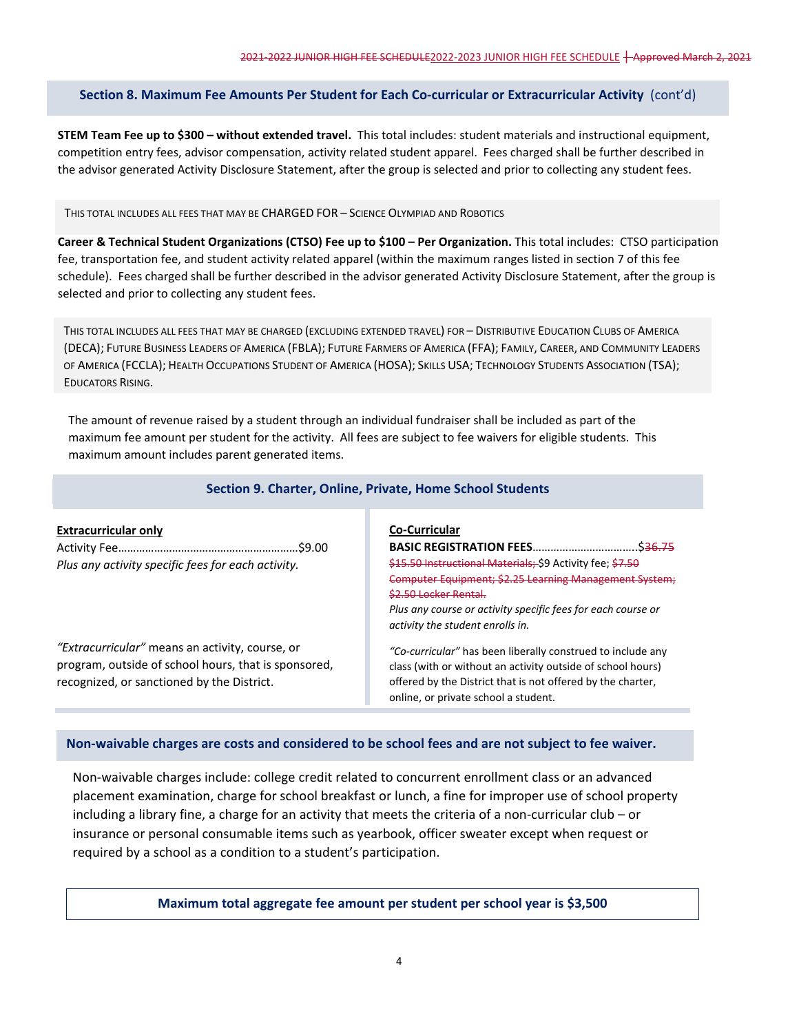## Section 8. Maximum Fee Amounts Per Student for Each Co-curricular or Extracurricular Activity (cont'd)

**STEM Team Fee up to $300 – without extended travel.** This total includes: student materials and instructional equipment, competition entry fees, advisor compensation, activity related student apparel. Fees charged shall be further described in the advisor generated Activity Disclosure Statement, after the group is selected and prior to collecting any student fees.

THIS TOTAL INCLUDES ALL FEES THAT MAY BE CHARGED FOR – SCIENCE OLYMPIAD AND ROBOTICS

**Career & Technical Student Organizations (CTSO) Fee up to $100 – Per Organization.** This total includes: CTSO participation fee, transportation fee, and student activity related apparel (within the maximum ranges listed in section 7 of this fee schedule). Fees charged shall be further described in the advisor generated Activity Disclosure Statement, after the group is selected and prior to collecting any student fees.

THIS TOTAL INCLUDES ALL FEES THAT MAY BE CHARGED (EXCLUDING EXTENDED TRAVEL) FOR – DISTRIBUTIVE EDUCATION CLUBS OF AMERICA (DECA); FUTURE BUSINESS LEADERS OF AMERICA (FBLA); FUTURE FARMERS OF AMERICA (FFA); FAMILY, CAREER, AND COMMUNITY LEADERS OF AMERICA (FCCLA); HEALTH OCCUPATIONS STUDENT OF AMERICA (HOSA); SKILLS USA; TECHNOLOGY STUDENTS ASSOCIATION (TSA); EDUCATORS RISING.

The amount of revenue raised by a student through an individual fundraiser shall be included as part of the maximum fee amount per student for the activity. All fees are subject to fee waivers for eligible students. This maximum amount includes parent generated items.

## Section 9. Charter, Online, Private, Home School Students

**Extracurricular only**

Activity Fee……………………………………………………$9.00

*Plus any activity specific fees for each activity.*

*"Extracurricular"* means an activity, course, or program, outside of school hours, that is sponsored, recognized, or sanctioned by the District.

**Co-Curricular**

**BASIC REGISTRATION FEES**……………………………$~~36.75~~

~~$15.50 Instructional Materials;~~ $9 Activity fee; ~~$7.50 Computer Equipment; $2.25 Learning Management System; $2.50 Locker Rental.~~

*Plus any course or activity specific fees for each course or activity the student enrolls in.*

*"Co-curricular"* has been liberally construed to include any class (with or without an activity outside of school hours) offered by the District that is not offered by the charter, online, or private school a student.

## Non-waivable charges are costs and considered to be school fees and are not subject to fee waiver.

Non-waivable charges include: college credit related to concurrent enrollment class or an advanced placement examination, charge for school breakfast or lunch, a fine for improper use of school property including a library fine, a charge for an activity that meets the criteria of a non-curricular club – or insurance or personal consumable items such as yearbook, officer sweater except when request or required by a school as a condition to a student's participation.

**Maximum total aggregate fee amount per student per school year is $3,500**